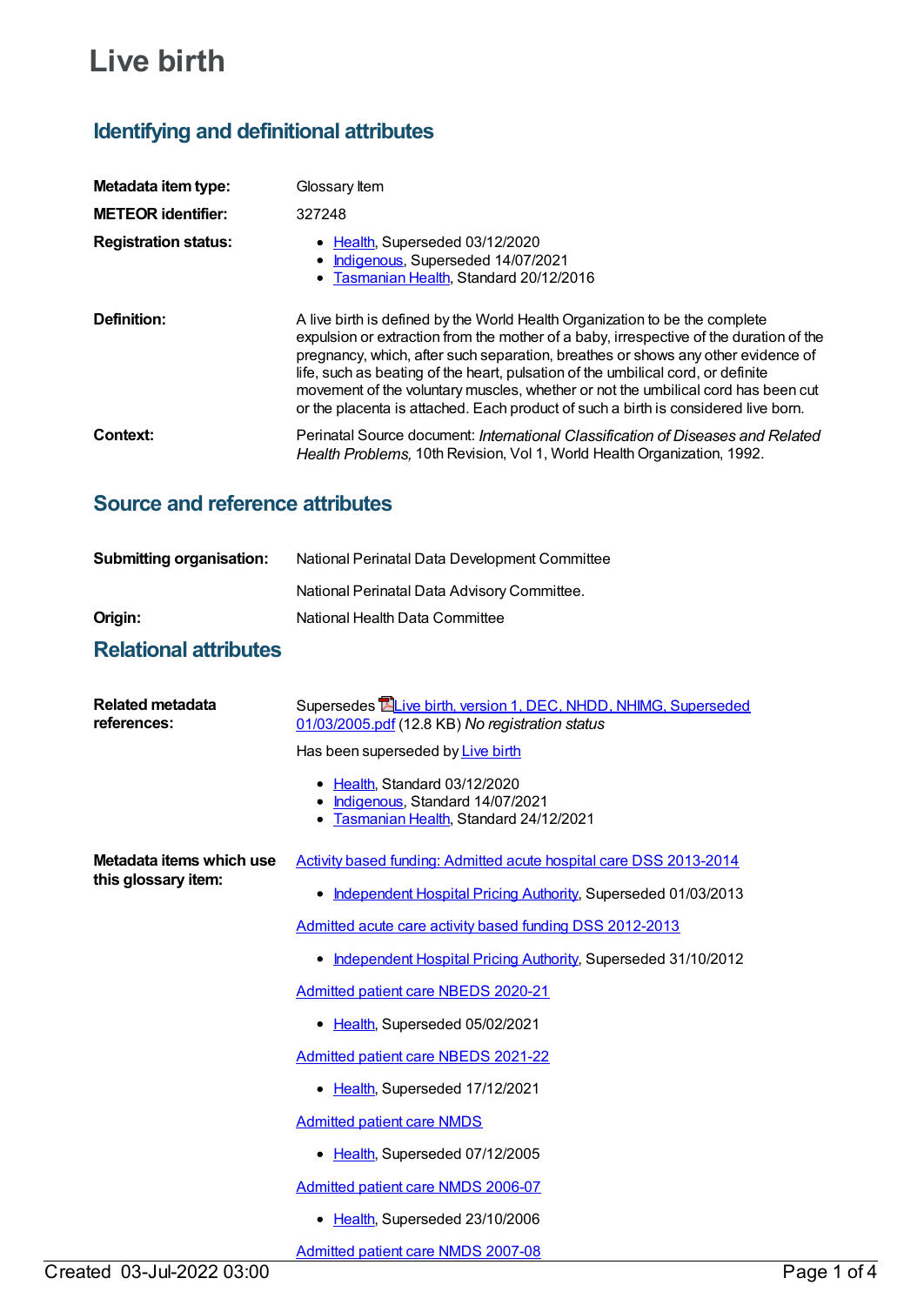# Live birth

## Identifying and definitional attributes

**Metadata item type:** Glossary Item

**METEOR identifier:** 327248

**Registration status:**

- Health, Superseded 03/12/2020
- Indigenous, Superseded 14/07/2021
- Tasmanian Health, Standard 20/12/2016

**Definition:** A live birth is defined by the World Health Organization to be the complete expulsion or extraction from the mother of a baby, irrespective of the duration of the pregnancy, which, after such separation, breathes or shows any other evidence of life, such as beating of the heart, pulsation of the umbilical cord, or definite movement of the voluntary muscles, whether or not the umbilical cord has been cut or the placenta is attached. Each product of such a birth is considered live born.

**Context:** Perinatal Source document: *International Classification of Diseases and Related Health Problems,* 10th Revision, Vol 1, World Health Organization, 1992.

## Source and reference attributes

**Submitting organisation:** National Perinatal Data Development Committee

National Perinatal Data Advisory Committee.

**Origin:** National Health Data Committee

## Relational attributes

**Related metadata references:**

Supersedes Live birth, version 1, DEC, NHDD, NHIMG, Superseded 01/03/2005.pdf (12.8 KB) *No registration status*

Has been superseded by Live birth

- Health, Standard 03/12/2020
- Indigenous, Standard 14/07/2021
- Tasmanian Health, Standard 24/12/2021

**Metadata items which use this glossary item:**

Activity based funding: Admitted acute hospital care DSS 2013-2014

- Independent Hospital Pricing Authority, Superseded 01/03/2013

Admitted acute care activity based funding DSS 2012-2013

- Independent Hospital Pricing Authority, Superseded 31/10/2012

Admitted patient care NBEDS 2020-21

- Health, Superseded 05/02/2021

Admitted patient care NBEDS 2021-22

- Health, Superseded 17/12/2021

Admitted patient care NMDS

- Health, Superseded 07/12/2005

Admitted patient care NMDS 2006-07

- Health, Superseded 23/10/2006

Admitted patient care NMDS 2007-08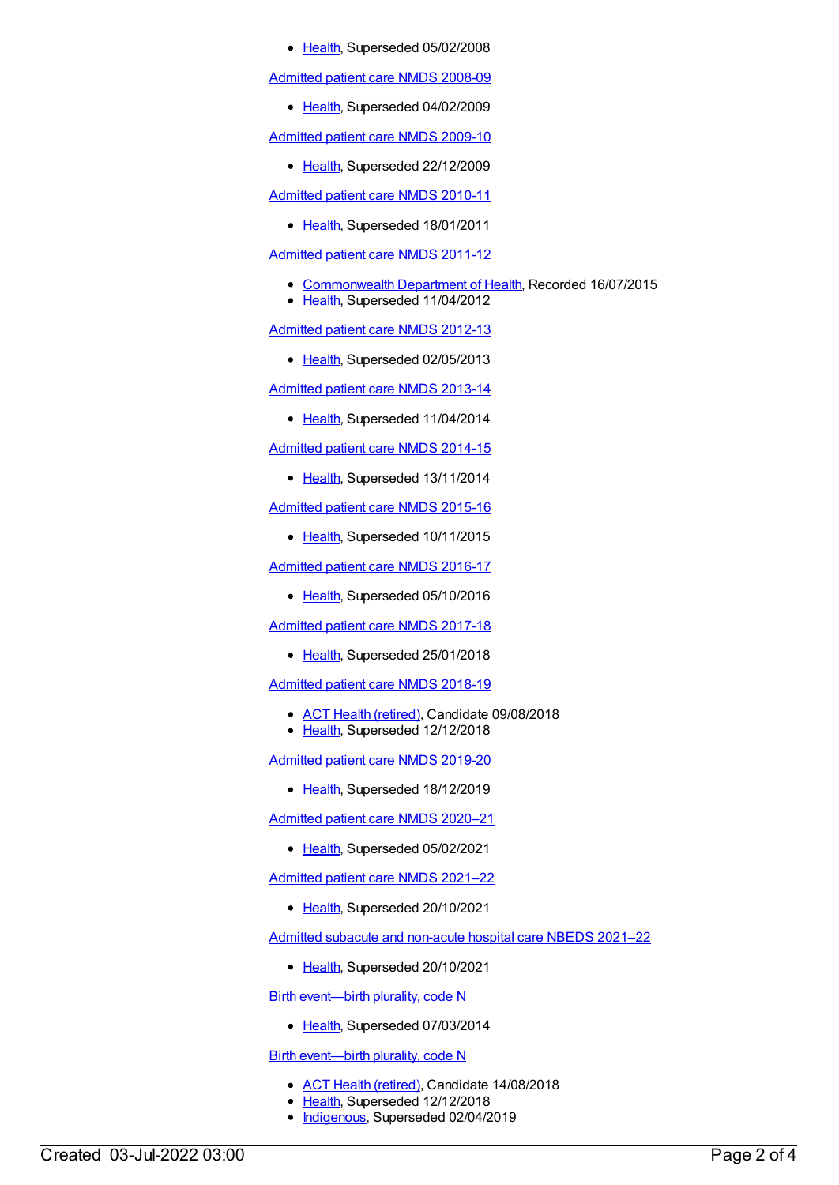- Health, Superseded 05/02/2008

Admitted patient care NMDS 2008-09

- Health, Superseded 04/02/2009

Admitted patient care NMDS 2009-10

- Health, Superseded 22/12/2009

Admitted patient care NMDS 2010-11

- Health, Superseded 18/01/2011

Admitted patient care NMDS 2011-12

- Commonwealth Department of Health, Recorded 16/07/2015
- Health, Superseded 11/04/2012

Admitted patient care NMDS 2012-13

- Health, Superseded 02/05/2013

Admitted patient care NMDS 2013-14

- Health, Superseded 11/04/2014

Admitted patient care NMDS 2014-15

- Health, Superseded 13/11/2014

Admitted patient care NMDS 2015-16

- Health, Superseded 10/11/2015

Admitted patient care NMDS 2016-17

- Health, Superseded 05/10/2016

Admitted patient care NMDS 2017-18

- Health, Superseded 25/01/2018

Admitted patient care NMDS 2018-19

- ACT Health (retired), Candidate 09/08/2018
- Health, Superseded 12/12/2018

Admitted patient care NMDS 2019-20

- Health, Superseded 18/12/2019

Admitted patient care NMDS 2020–21

- Health, Superseded 05/02/2021

Admitted patient care NMDS 2021–22

- Health, Superseded 20/10/2021

Admitted subacute and non-acute hospital care NBEDS 2021–22

- Health, Superseded 20/10/2021

Birth event—birth plurality, code N

- Health, Superseded 07/03/2014

Birth event—birth plurality, code N

- ACT Health (retired), Candidate 14/08/2018
- Health, Superseded 12/12/2018
- Indigenous, Superseded 02/04/2019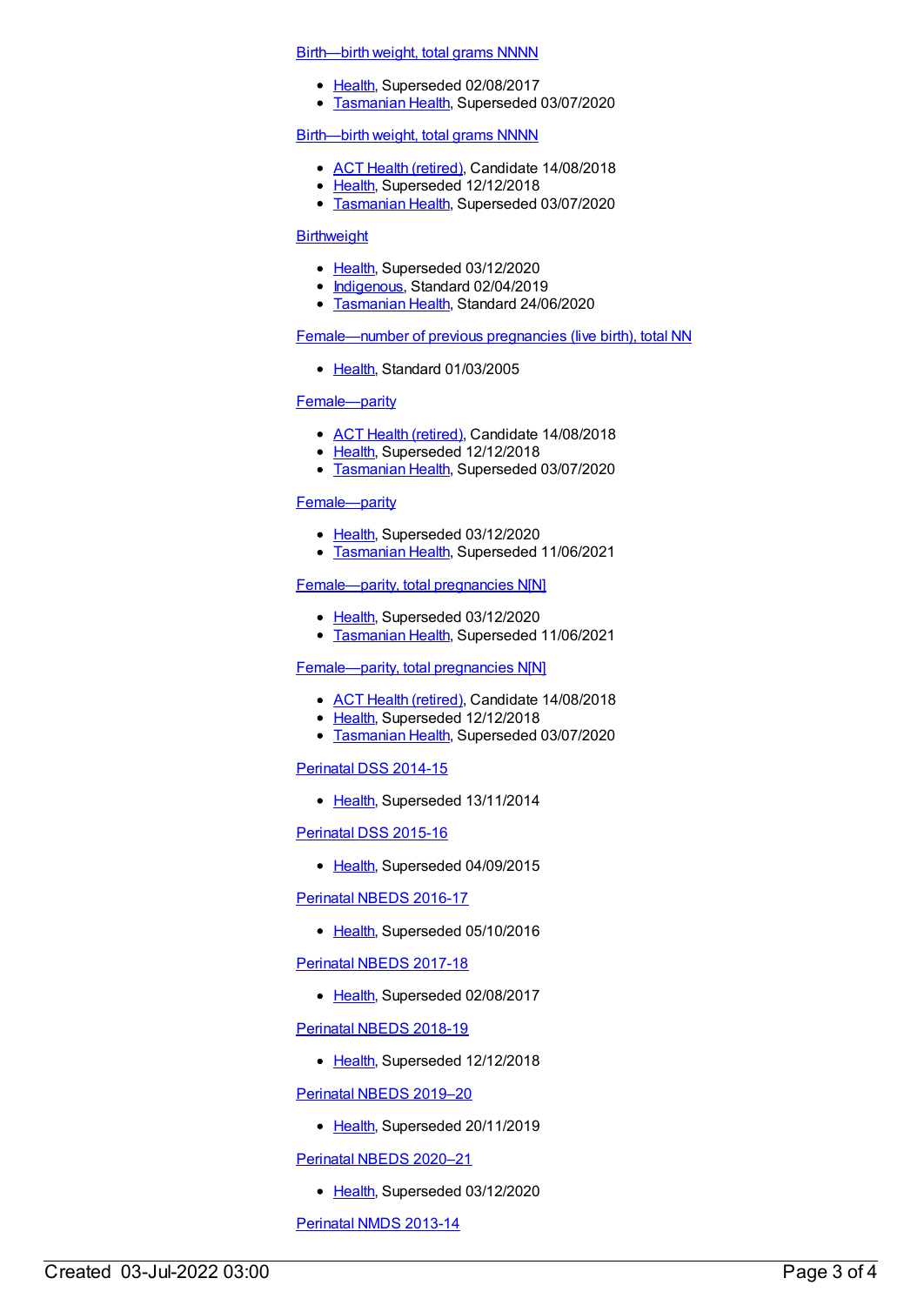Birth—birth weight, total grams NNNN

- Health, Superseded 02/08/2017
- Tasmanian Health, Superseded 03/07/2020

Birth—birth weight, total grams NNNN

- ACT Health (retired), Candidate 14/08/2018
- Health, Superseded 12/12/2018
- Tasmanian Health, Superseded 03/07/2020

Birthweight

- Health, Superseded 03/12/2020
- Indigenous, Standard 02/04/2019
- Tasmanian Health, Standard 24/06/2020

Female—number of previous pregnancies (live birth), total NN

- Health, Standard 01/03/2005

Female—parity

- ACT Health (retired), Candidate 14/08/2018
- Health, Superseded 12/12/2018
- Tasmanian Health, Superseded 03/07/2020

Female—parity

- Health, Superseded 03/12/2020
- Tasmanian Health, Superseded 11/06/2021

Female—parity, total pregnancies N[N]

- Health, Superseded 03/12/2020
- Tasmanian Health, Superseded 11/06/2021

Female—parity, total pregnancies N[N]

- ACT Health (retired), Candidate 14/08/2018
- Health, Superseded 12/12/2018
- Tasmanian Health, Superseded 03/07/2020

Perinatal DSS 2014-15

- Health, Superseded 13/11/2014

Perinatal DSS 2015-16

- Health, Superseded 04/09/2015

Perinatal NBEDS 2016-17

- Health, Superseded 05/10/2016

Perinatal NBEDS 2017-18

- Health, Superseded 02/08/2017

Perinatal NBEDS 2018-19

- Health, Superseded 12/12/2018

Perinatal NBEDS 2019–20

- Health, Superseded 20/11/2019

Perinatal NBEDS 2020–21

- Health, Superseded 03/12/2020

Perinatal NMDS 2013-14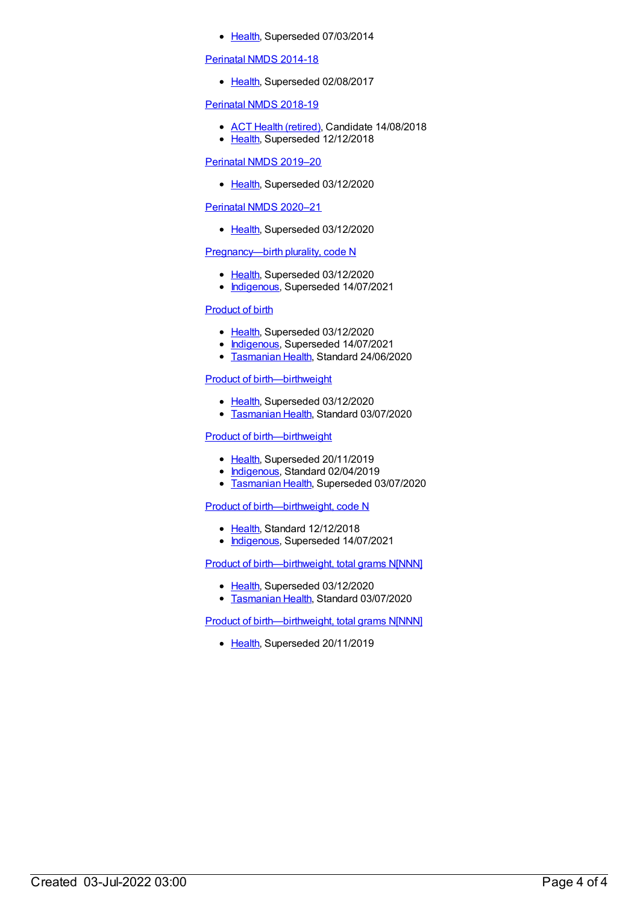- Health, Superseded 07/03/2014

Perinatal NMDS 2014-18

- Health, Superseded 02/08/2017

Perinatal NMDS 2018-19

- ACT Health (retired), Candidate 14/08/2018
- Health, Superseded 12/12/2018

Perinatal NMDS 2019–20

- Health, Superseded 03/12/2020

Perinatal NMDS 2020–21

- Health, Superseded 03/12/2020

Pregnancy—birth plurality, code N

- Health, Superseded 03/12/2020
- Indigenous, Superseded 14/07/2021

Product of birth

- Health, Superseded 03/12/2020
- Indigenous, Superseded 14/07/2021
- Tasmanian Health, Standard 24/06/2020

Product of birth—birthweight

- Health, Superseded 03/12/2020
- Tasmanian Health, Standard 03/07/2020

Product of birth—birthweight

- Health, Superseded 20/11/2019
- Indigenous, Standard 02/04/2019
- Tasmanian Health, Superseded 03/07/2020

Product of birth—birthweight, code N

- Health, Standard 12/12/2018
- Indigenous, Superseded 14/07/2021

Product of birth—birthweight, total grams N[NNN]

- Health, Superseded 03/12/2020
- Tasmanian Health, Standard 03/07/2020

Product of birth—birthweight, total grams N[NNN]

- Health, Superseded 20/11/2019